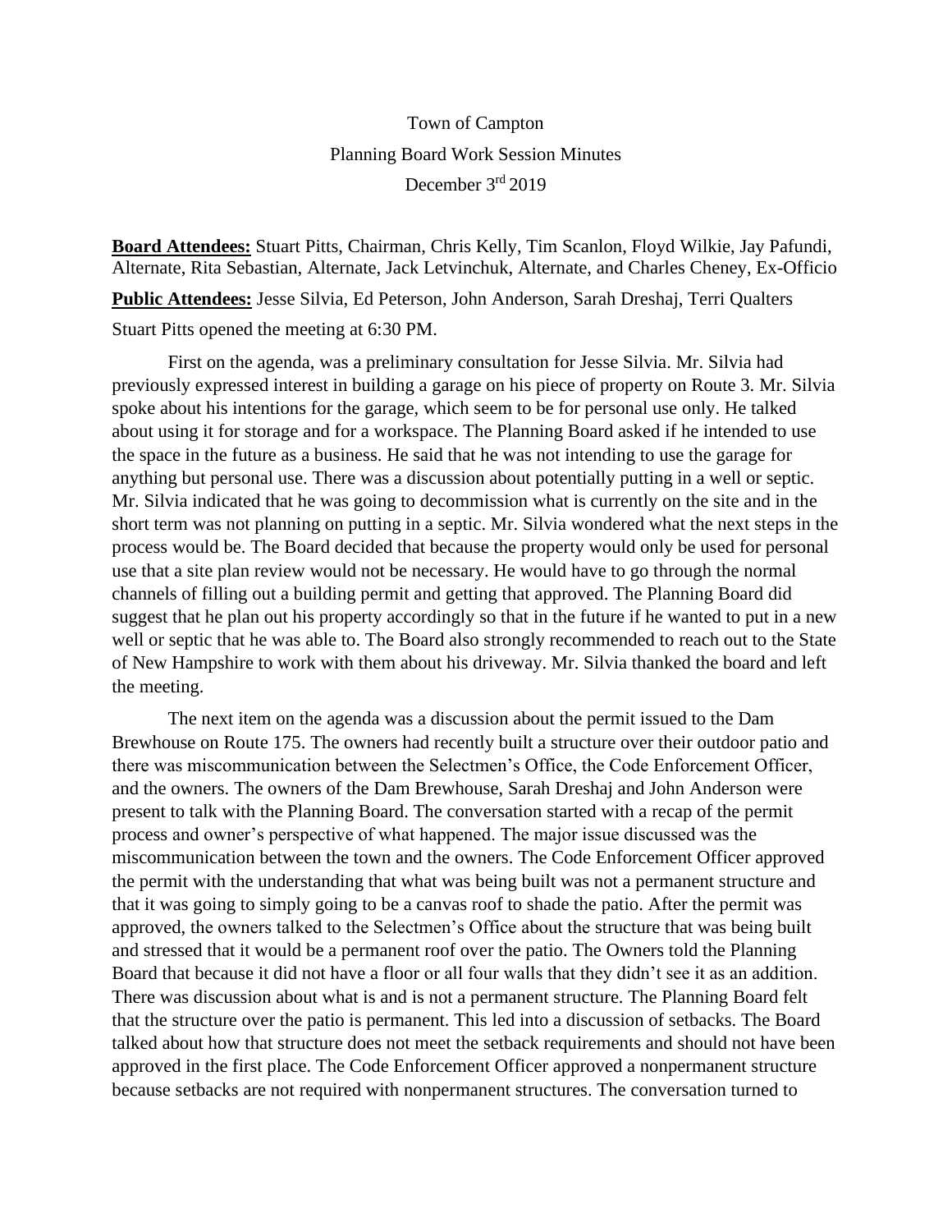# Town of Campton
## Planning Board Work Session Minutes
### December 3rd 2019

**Board Attendees:** Stuart Pitts, Chairman, Chris Kelly, Tim Scanlon, Floyd Wilkie, Jay Pafundi, Alternate, Rita Sebastian, Alternate, Jack Letvinchuk, Alternate, and Charles Cheney, Ex-Officio

**Public Attendees:** Jesse Silvia, Ed Peterson, John Anderson, Sarah Dreshaj, Terri Qualters

Stuart Pitts opened the meeting at 6:30 PM.

First on the agenda, was a preliminary consultation for Jesse Silvia. Mr. Silvia had previously expressed interest in building a garage on his piece of property on Route 3. Mr. Silvia spoke about his intentions for the garage, which seem to be for personal use only. He talked about using it for storage and for a workspace. The Planning Board asked if he intended to use the space in the future as a business. He said that he was not intending to use the garage for anything but personal use. There was a discussion about potentially putting in a well or septic. Mr. Silvia indicated that he was going to decommission what is currently on the site and in the short term was not planning on putting in a septic. Mr. Silvia wondered what the next steps in the process would be. The Board decided that because the property would only be used for personal use that a site plan review would not be necessary. He would have to go through the normal channels of filling out a building permit and getting that approved. The Planning Board did suggest that he plan out his property accordingly so that in the future if he wanted to put in a new well or septic that he was able to. The Board also strongly recommended to reach out to the State of New Hampshire to work with them about his driveway. Mr. Silvia thanked the board and left the meeting.

The next item on the agenda was a discussion about the permit issued to the Dam Brewhouse on Route 175. The owners had recently built a structure over their outdoor patio and there was miscommunication between the Selectmen's Office, the Code Enforcement Officer, and the owners. The owners of the Dam Brewhouse, Sarah Dreshaj and John Anderson were present to talk with the Planning Board. The conversation started with a recap of the permit process and owner's perspective of what happened. The major issue discussed was the miscommunication between the town and the owners. The Code Enforcement Officer approved the permit with the understanding that what was being built was not a permanent structure and that it was going to simply going to be a canvas roof to shade the patio. After the permit was approved, the owners talked to the Selectmen's Office about the structure that was being built and stressed that it would be a permanent roof over the patio. The Owners told the Planning Board that because it did not have a floor or all four walls that they didn't see it as an addition. There was discussion about what is and is not a permanent structure. The Planning Board felt that the structure over the patio is permanent. This led into a discussion of setbacks. The Board talked about how that structure does not meet the setback requirements and should not have been approved in the first place. The Code Enforcement Officer approved a nonpermanent structure because setbacks are not required with nonpermanent structures. The conversation turned to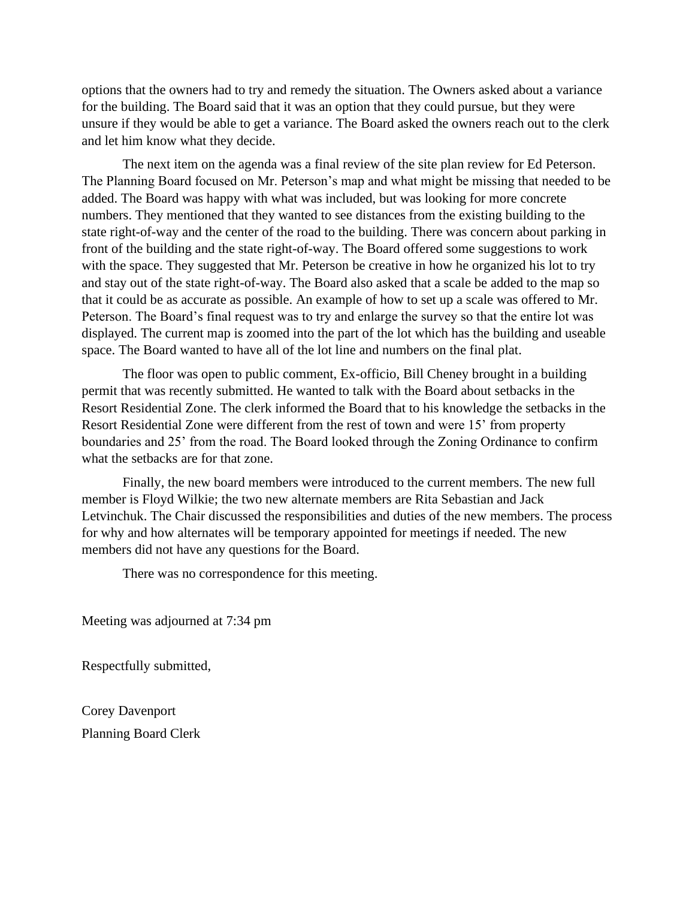options that the owners had to try and remedy the situation. The Owners asked about a variance for the building. The Board said that it was an option that they could pursue, but they were unsure if they would be able to get a variance. The Board asked the owners reach out to the clerk and let him know what they decide.

The next item on the agenda was a final review of the site plan review for Ed Peterson. The Planning Board focused on Mr. Peterson's map and what might be missing that needed to be added. The Board was happy with what was included, but was looking for more concrete numbers. They mentioned that they wanted to see distances from the existing building to the state right-of-way and the center of the road to the building. There was concern about parking in front of the building and the state right-of-way. The Board offered some suggestions to work with the space. They suggested that Mr. Peterson be creative in how he organized his lot to try and stay out of the state right-of-way. The Board also asked that a scale be added to the map so that it could be as accurate as possible. An example of how to set up a scale was offered to Mr. Peterson. The Board's final request was to try and enlarge the survey so that the entire lot was displayed. The current map is zoomed into the part of the lot which has the building and useable space. The Board wanted to have all of the lot line and numbers on the final plat.

The floor was open to public comment, Ex-officio, Bill Cheney brought in a building permit that was recently submitted. He wanted to talk with the Board about setbacks in the Resort Residential Zone. The clerk informed the Board that to his knowledge the setbacks in the Resort Residential Zone were different from the rest of town and were 15' from property boundaries and 25' from the road. The Board looked through the Zoning Ordinance to confirm what the setbacks are for that zone.

Finally, the new board members were introduced to the current members. The new full member is Floyd Wilkie; the two new alternate members are Rita Sebastian and Jack Letvinchuk. The Chair discussed the responsibilities and duties of the new members. The process for why and how alternates will be temporary appointed for meetings if needed. The new members did not have any questions for the Board.

There was no correspondence for this meeting.

Meeting was adjourned at 7:34 pm

Respectfully submitted,

Corey Davenport
Planning Board Clerk